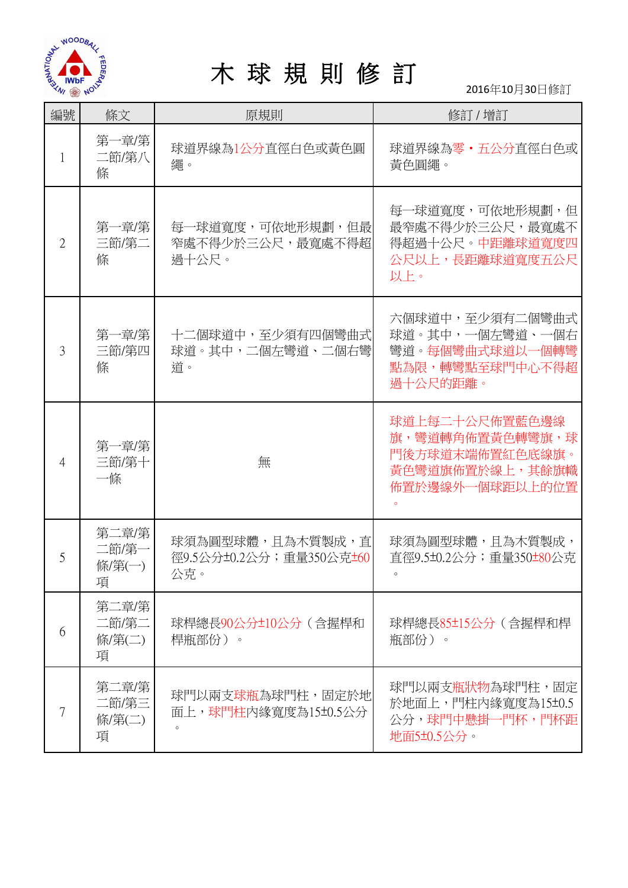# 木 球 規 則 修 訂

2016年10月30日修訂

| 編號 | 條文 | 原規則 | 修訂 / 增訂 |
|---|---|---|---|
| 1 | 第一章/第二節/第八條 | 球道界線為1公分直徑白色或黃色圓繩。 | 球道界線為零・五公分直徑白色或黃色圓繩。 |
| 2 | 第一章/第三節/第二條 | 每一球道寬度，可依地形規劃，但最窄處不得少於三公尺，最寬處不得超過十公尺。 | 每一球道寬度，可依地形規劃，但最窄處不得少於三公尺，最寬處不得超過十公尺。中距離球道寬度四公尺以上，長距離球道寬度五公尺以上。 |
| 3 | 第一章/第三節/第四條 | 十二個球道中，至少須有四個彎曲式球道。其中，二個左彎道、二個右彎道。 | 六個球道中，至少須有二個彎曲式球道。其中，一個左彎道、一個右彎道。每個彎曲式球道以一個轉彎點為限，轉彎點至球門中心不得超過十公尺的距離。 |
| 4 | 第一章/第三節/第十一條 | 無 | 球道上每二十公尺佈置藍色邊線旗，彎道轉角佈置黃色轉彎旗，球門後方球道末端佈置紅色底線旗。黃色彎道旗佈置於線上，其餘旗幟佈置於邊線外一個球距以上的位置。 |
| 5 | 第二章/第二節/第一條/第(一)項 | 球須為圓型球體，且為木質製成，直徑9.5公分±0.2公分；重量350公克±60公克。 | 球須為圓型球體，且為木質製成，直徑9.5±0.2公分；重量350±80公克。 |
| 6 | 第二章/第二節/第二條/第(二)項 | 球桿總長90公分±10公分（含握桿和桿瓶部份）。 | 球桿總長85±15公分（含握桿和桿瓶部份）。 |
| 7 | 第二章/第二節/第三條/第(二)項 | 球門以兩支球瓶為球門柱，固定於地面上，球門柱內緣寬度為15±0.5公分。 | 球門以兩支瓶狀物為球門柱，固定於地面上，門柱內緣寬度為15±0.5公分，球門中懸掛一門杯，門杯距地面5±0.5公分。 |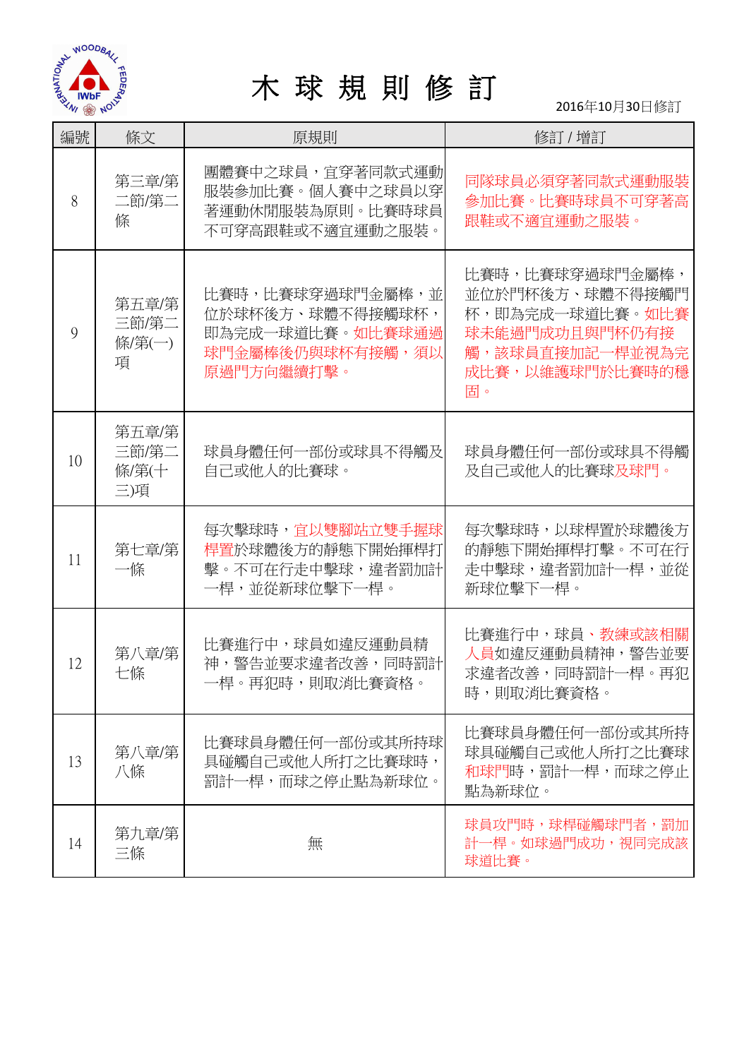# 木 球 規 則 修 訂

2016年10月30日修訂

| 編號 | 條文 | 原規則 | 修訂 / 增訂 |
|---|---|---|---|
| 8 | 第三章/第二節/第二條 | 團體賽中之球員，宜穿著同款式運動服裝參加比賽。個人賽中之球員以穿著運動休閒服裝為原則。比賽時球員不可穿高跟鞋或不適宜運動之服裝。 | 同隊球員必須穿著同款式運動服裝參加比賽。比賽時球員不可穿著高跟鞋或不適宜運動之服裝。 |
| 9 | 第五章/第三節/第二條/第(一)項 | 比賽時，比賽球穿過球門金屬棒，並位於球杯後方、球體不得接觸球杯，即為完成一球道比賽。如比賽球通過球門金屬棒後仍與球杯有接觸，須以原過門方向繼續打擊。 | 比賽時，比賽球穿過球門金屬棒，並位於門杯後方、球體不得接觸門杯，即為完成一球道比賽。如比賽球未能過門成功且與門杯仍有接觸，該球員直接加記一桿並視為完成比賽，以維護球門於比賽時的穩固。 |
| 10 | 第五章/第三節/第二條/第(十三)項 | 球員身體任何一部份或球具不得觸及自己或他人的比賽球。 | 球員身體任何一部份或球具不得觸及自己或他人的比賽球及球門。 |
| 11 | 第七章/第一條 | 每次擊球時，宜以雙腳站立雙手握球桿置於球體後方的靜態下開始揮桿打擊。不可在行走中擊球，違者罰加計一桿，並從新球位擊下一桿。 | 每次擊球時，以球桿置於球體後方的靜態下開始揮桿打擊。不可在行走中擊球，違者罰加計一桿，並從新球位擊下一桿。 |
| 12 | 第八章/第七條 | 比賽進行中，球員如違反運動員精神，警告並要求違者改善，同時罰計一桿。再犯時，則取消比賽資格。 | 比賽進行中，球員、教練或該相關人員如違反運動員精神，警告並要求違者改善，同時罰計一桿。再犯時，則取消比賽資格。 |
| 13 | 第八章/第八條 | 比賽球員身體任何一部份或其所持球具碰觸自己或他人所打之比賽球時，罰計一桿，而球之停止點為新球位。 | 比賽球員身體任何一部份或其所持球具碰觸自己或他人所打之比賽球和球門時，罰計一桿，而球之停止點為新球位。 |
| 14 | 第九章/第三條 | 無 | 球員攻門時，球桿碰觸球門者，罰加計一桿。如球過門成功，視同完成該球道比賽。 |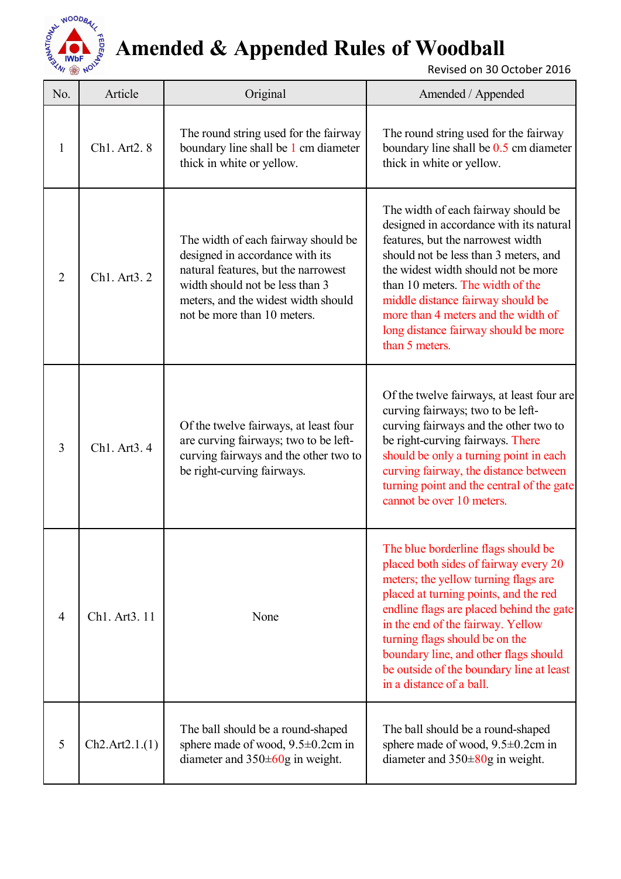# Amended & Appended Rules of Woodball

Revised on 30 October 2016

| No. | Article | Original | Amended / Appended |
|---|---|---|---|
| 1 | Ch1. Art2. 8 | The round string used for the fairway boundary line shall be 1 cm diameter thick in white or yellow. | The round string used for the fairway boundary line shall be 0.5 cm diameter thick in white or yellow. |
| 2 | Ch1. Art3. 2 | The width of each fairway should be designed in accordance with its natural features, but the narrowest width should not be less than 3 meters, and the widest width should not be more than 10 meters. | The width of each fairway should be designed in accordance with its natural features, but the narrowest width should not be less than 3 meters, and the widest width should not be more than 10 meters. The width of the middle distance fairway should be more than 4 meters and the width of long distance fairway should be more than 5 meters. |
| 3 | Ch1. Art3. 4 | Of the twelve fairways, at least four are curving fairways; two to be left-curving fairways and the other two to be right-curving fairways. | Of the twelve fairways, at least four are curving fairways; two to be left-curving fairways and the other two to be right-curving fairways. There should be only a turning point in each curving fairway, the distance between turning point and the central of the gate cannot be over 10 meters. |
| 4 | Ch1. Art3. 11 | None | The blue borderline flags should be placed both sides of fairway every 20 meters; the yellow turning flags are placed at turning points, and the red endline flags are placed behind the gate in the end of the fairway. Yellow turning flags should be on the boundary line, and other flags should be outside of the boundary line at least in a distance of a ball. |
| 5 | Ch2.Art2.1.(1) | The ball should be a round-shaped sphere made of wood, 9.5±0.2cm in diameter and 350±60g in weight. | The ball should be a round-shaped sphere made of wood, 9.5±0.2cm in diameter and 350±80g in weight. |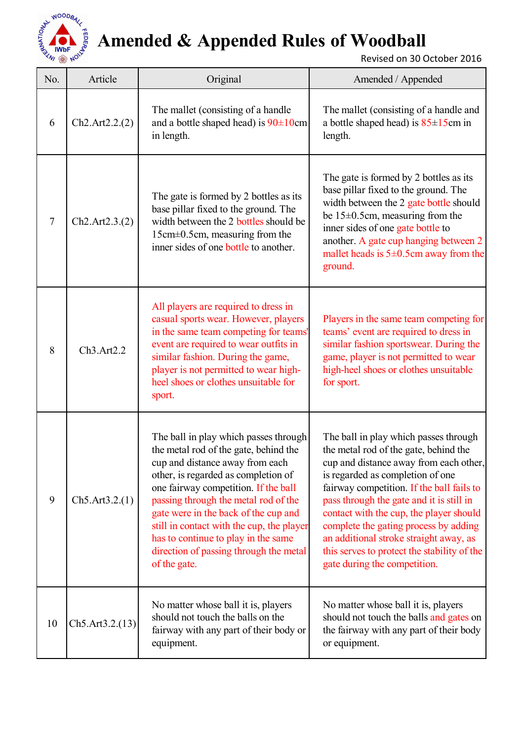# Amended & Appended Rules of Woodball

Revised on 30 October 2016

| No. | Article | Original | Amended / Appended |
|---|---|---|---|
| 6 | Ch2.Art2.2.(2) | The mallet (consisting of a handle and a bottle shaped head) is 90±10cm in length. | The mallet (consisting of a handle and a bottle shaped head) is 85±15cm in length. |
| 7 | Ch2.Art2.3.(2) | The gate is formed by 2 bottles as its base pillar fixed to the ground. The width between the 2 bottles should be 15cm±0.5cm, measuring from the inner sides of one bottle to another. | The gate is formed by 2 bottles as its base pillar fixed to the ground. The width between the 2 gate bottle should be 15±0.5cm, measuring from the inner sides of one gate bottle to another. A gate cup hanging between 2 mallet heads is 5±0.5cm away from the ground. |
| 8 | Ch3.Art2.2 | All players are required to dress in casual sports wear. However, players in the same team competing for teams' event are required to wear outfits in similar fashion. During the game, player is not permitted to wear high-heel shoes or clothes unsuitable for sport. | Players in the same team competing for teams' event are required to dress in similar fashion sportswear. During the game, player is not permitted to wear high-heel shoes or clothes unsuitable for sport. |
| 9 | Ch5.Art3.2.(1) | The ball in play which passes through the metal rod of the gate, behind the cup and distance away from each other, is regarded as completion of one fairway competition. If the ball passing through the metal rod of the gate were in the back of the cup and still in contact with the cup, the player has to continue to play in the same direction of passing through the metal of the gate. | The ball in play which passes through the metal rod of the gate, behind the cup and distance away from each other, is regarded as completion of one fairway competition. If the ball fails to pass through the gate and it is still in contact with the cup, the player should complete the gating process by adding an additional stroke straight away, as this serves to protect the stability of the gate during the competition. |
| 10 | Ch5.Art3.2.(13) | No matter whose ball it is, players should not touch the balls on the fairway with any part of their body or equipment. | No matter whose ball it is, players should not touch the balls and gates on the fairway with any part of their body or equipment. |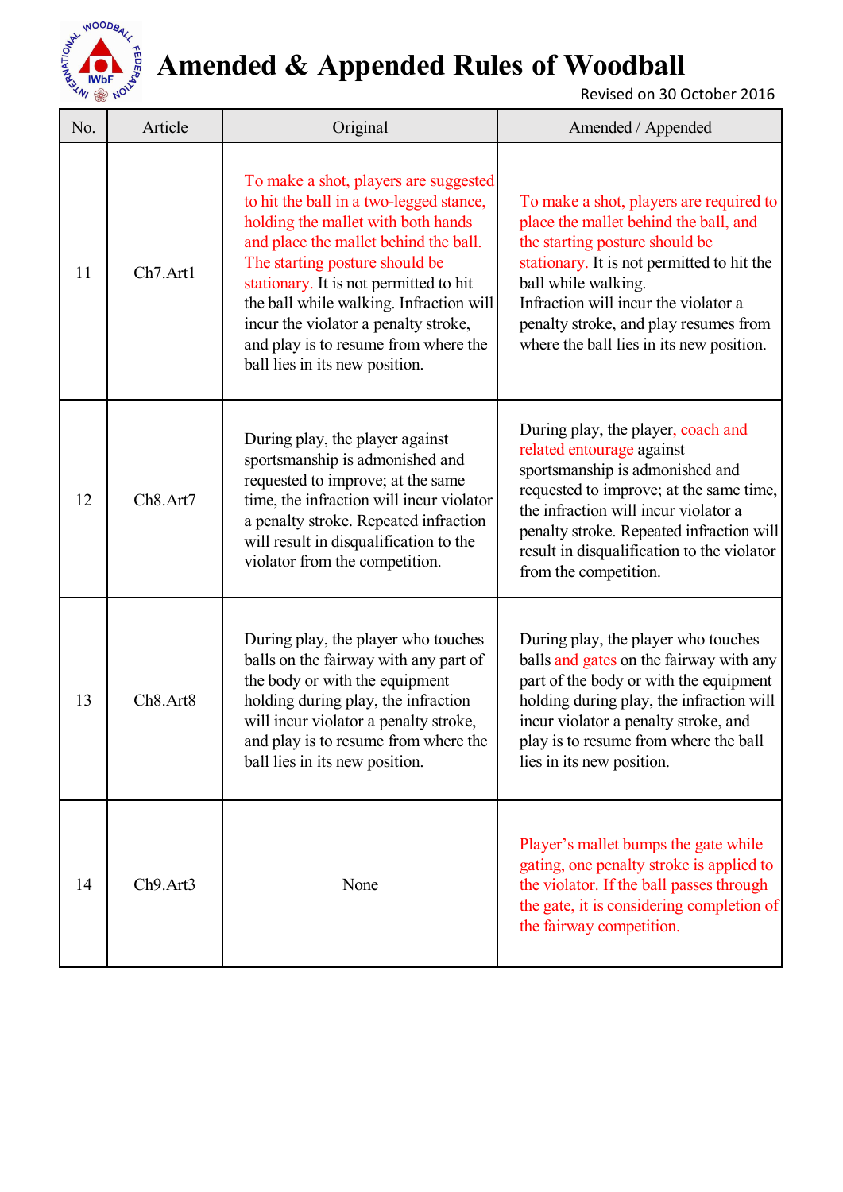# Amended & Appended Rules of Woodball

Revised on 30 October 2016

| No. | Article | Original | Amended / Appended |
|---|---|---|---|
| 11 | Ch7.Art1 | To make a shot, players are suggested to hit the ball in a two-legged stance, holding the mallet with both hands and place the mallet behind the ball. The starting posture should be stationary. It is not permitted to hit the ball while walking. Infraction will incur the violator a penalty stroke, and play is to resume from where the ball lies in its new position. | To make a shot, players are required to place the mallet behind the ball, and the starting posture should be stationary. It is not permitted to hit the ball while walking. Infraction will incur the violator a penalty stroke, and play resumes from where the ball lies in its new position. |
| 12 | Ch8.Art7 | During play, the player against sportsmanship is admonished and requested to improve; at the same time, the infraction will incur violator a penalty stroke. Repeated infraction will result in disqualification to the violator from the competition. | During play, the player, coach and related entourage against sportsmanship is admonished and requested to improve; at the same time, the infraction will incur violator a penalty stroke. Repeated infraction will result in disqualification to the violator from the competition. |
| 13 | Ch8.Art8 | During play, the player who touches balls on the fairway with any part of the body or with the equipment holding during play, the infraction will incur violator a penalty stroke, and play is to resume from where the ball lies in its new position. | During play, the player who touches balls and gates on the fairway with any part of the body or with the equipment holding during play, the infraction will incur violator a penalty stroke, and play is to resume from where the ball lies in its new position. |
| 14 | Ch9.Art3 | None | Player's mallet bumps the gate while gating, one penalty stroke is applied to the violator. If the ball passes through the gate, it is considering completion of the fairway competition. |